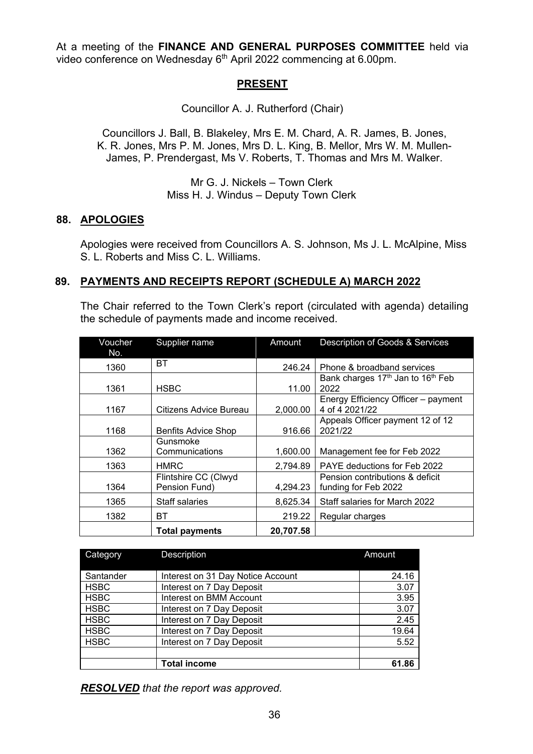At a meeting of the **FINANCE AND GENERAL PURPOSES COMMITTEE** held via video conference on Wednesday 6th April 2022 commencing at 6.00pm.

## PRESENT

Councillor A. J. Rutherford (Chair)

Councillors J. Ball, B. Blakeley, Mrs E. M. Chard, A. R. James, B. Jones, K. R. Jones, Mrs P. M. Jones, Mrs D. L. King, B. Mellor, Mrs W. M. Mullen-James, P. Prendergast, Ms V. Roberts, T. Thomas and Mrs M. Walker.

Mr G. J. Nickels – Town Clerk
Miss H. J. Windus – Deputy Town Clerk

## 88. APOLOGIES

Apologies were received from Councillors A. S. Johnson, Ms J. L. McAlpine, Miss S. L. Roberts and Miss C. L. Williams.

## 89. PAYMENTS AND RECEIPTS REPORT (SCHEDULE A) MARCH 2022

The Chair referred to the Town Clerk's report (circulated with agenda) detailing the schedule of payments made and income received.

| Voucher No. | Supplier name | Amount | Description of Goods & Services |
|---|---|---|---|
| 1360 | BT | 246.24 | Phone & broadband services |
| 1361 | HSBC | 11.00 | Bank charges 17th Jan to 16th Feb 2022 |
| 1167 | Citizens Advice Bureau | 2,000.00 | Energy Efficiency Officer – payment 4 of 4 2021/22 |
| 1168 | Benfits Advice Shop | 916.66 | Appeals Officer payment 12 of 12 2021/22 |
| 1362 | Gunsmoke Communications | 1,600.00 | Management fee for Feb 2022 |
| 1363 | HMRC | 2,794.89 | PAYE deductions for Feb 2022 |
| 1364 | Flintshire CC (Clwyd Pension Fund) | 4,294.23 | Pension contributions & deficit funding for Feb 2022 |
| 1365 | Staff salaries | 8,625.34 | Staff salaries for March 2022 |
| 1382 | BT | 219.22 | Regular charges |
| | **Total payments** | **20,707.58** | |

| Category | Description | Amount |
|---|---|---|
| Santander | Interest on 31 Day Notice Account | 24.16 |
| HSBC | Interest on 7 Day Deposit | 3.07 |
| HSBC | Interest on BMM Account | 3.95 |
| HSBC | Interest on 7 Day Deposit | 3.07 |
| HSBC | Interest on 7 Day Deposit | 2.45 |
| HSBC | Interest on 7 Day Deposit | 19.64 |
| HSBC | Interest on 7 Day Deposit | 5.52 |
| | | |
| | **Total income** | **61.86** |

***RESOLVED*** *that the report was approved.*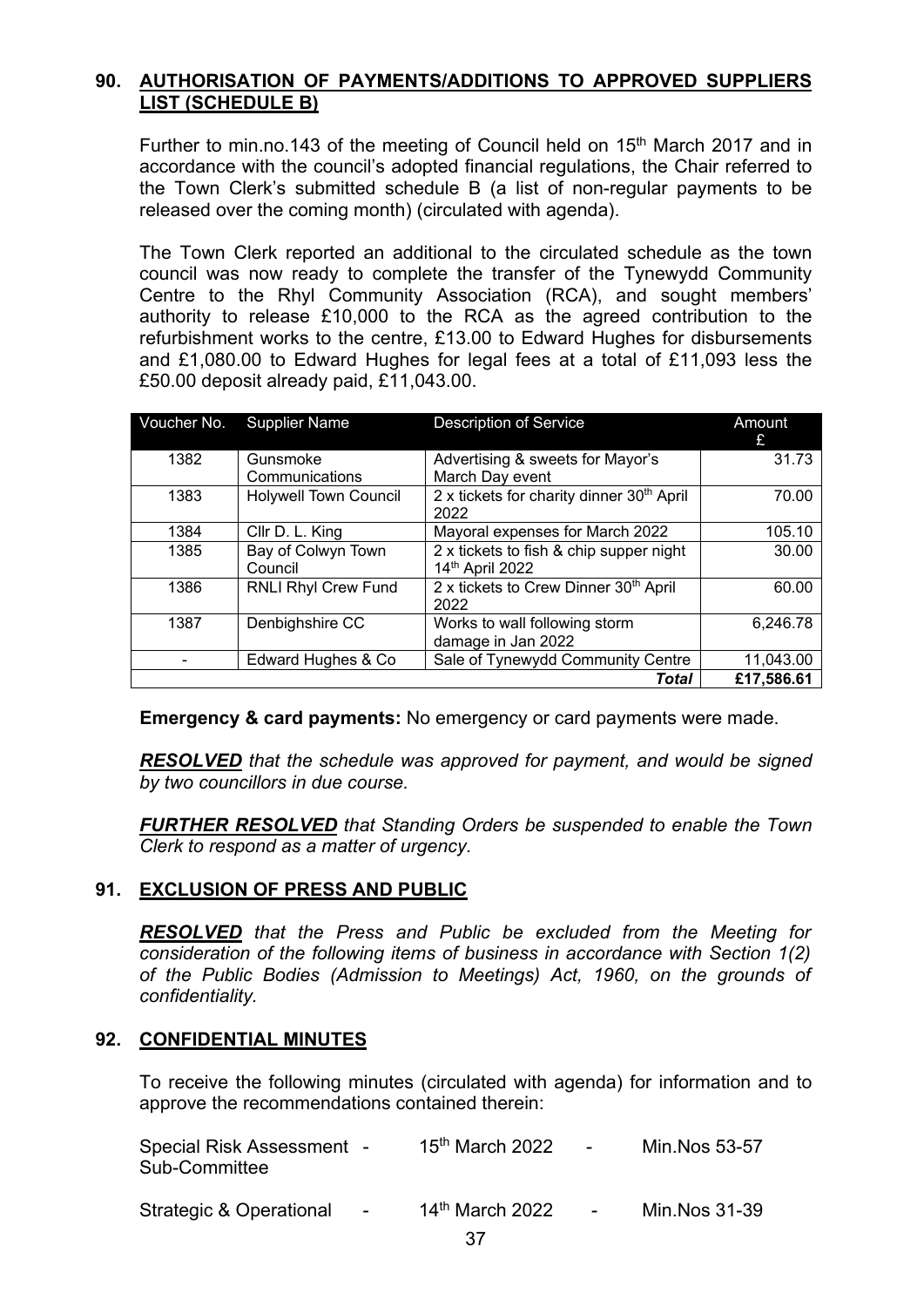## 90. AUTHORISATION OF PAYMENTS/ADDITIONS TO APPROVED SUPPLIERS LIST (SCHEDULE B)

Further to min.no.143 of the meeting of Council held on 15th March 2017 and in accordance with the council's adopted financial regulations, the Chair referred to the Town Clerk's submitted schedule B (a list of non-regular payments to be released over the coming month) (circulated with agenda).

The Town Clerk reported an additional to the circulated schedule as the town council was now ready to complete the transfer of the Tynewydd Community Centre to the Rhyl Community Association (RCA), and sought members' authority to release £10,000 to the RCA as the agreed contribution to the refurbishment works to the centre, £13.00 to Edward Hughes for disbursements and £1,080.00 to Edward Hughes for legal fees at a total of £11,093 less the £50.00 deposit already paid, £11,043.00.

| Voucher No. | Supplier Name | Description of Service | Amount £ |
|---|---|---|---|
| 1382 | Gunsmoke Communications | Advertising & sweets for Mayor's March Day event | 31.73 |
| 1383 | Holywell Town Council | 2 x tickets for charity dinner 30th April 2022 | 70.00 |
| 1384 | Cllr D. L. King | Mayoral expenses for March 2022 | 105.10 |
| 1385 | Bay of Colwyn Town Council | 2 x tickets to fish & chip supper night 14th April 2022 | 30.00 |
| 1386 | RNLI Rhyl Crew Fund | 2 x tickets to Crew Dinner 30th April 2022 | 60.00 |
| 1387 | Denbighshire CC | Works to wall following storm damage in Jan 2022 | 6,246.78 |
| - | Edward Hughes & Co | Sale of Tynewydd Community Centre | 11,043.00 |
| | | ***Total*** | **£17,586.61** |

**Emergency & card payments:** No emergency or card payments were made.

***RESOLVED*** *that the schedule was approved for payment, and would be signed by two councillors in due course.*

***FURTHER RESOLVED*** *that Standing Orders be suspended to enable the Town Clerk to respond as a matter of urgency.*

## 91. EXCLUSION OF PRESS AND PUBLIC

***RESOLVED*** *that the Press and Public be excluded from the Meeting for consideration of the following items of business in accordance with Section 1(2) of the Public Bodies (Admission to Meetings) Act, 1960, on the grounds of confidentiality.*

## 92. CONFIDENTIAL MINUTES

To receive the following minutes (circulated with agenda) for information and to approve the recommendations contained therein:

| | | | | |
|---|---|---|---|---|
| Special Risk Assessment Sub-Committee | - | 15th March 2022 | - | Min.Nos 53-57 |
| Strategic & Operational | - | 14th March 2022 | - | Min.Nos 31-39 |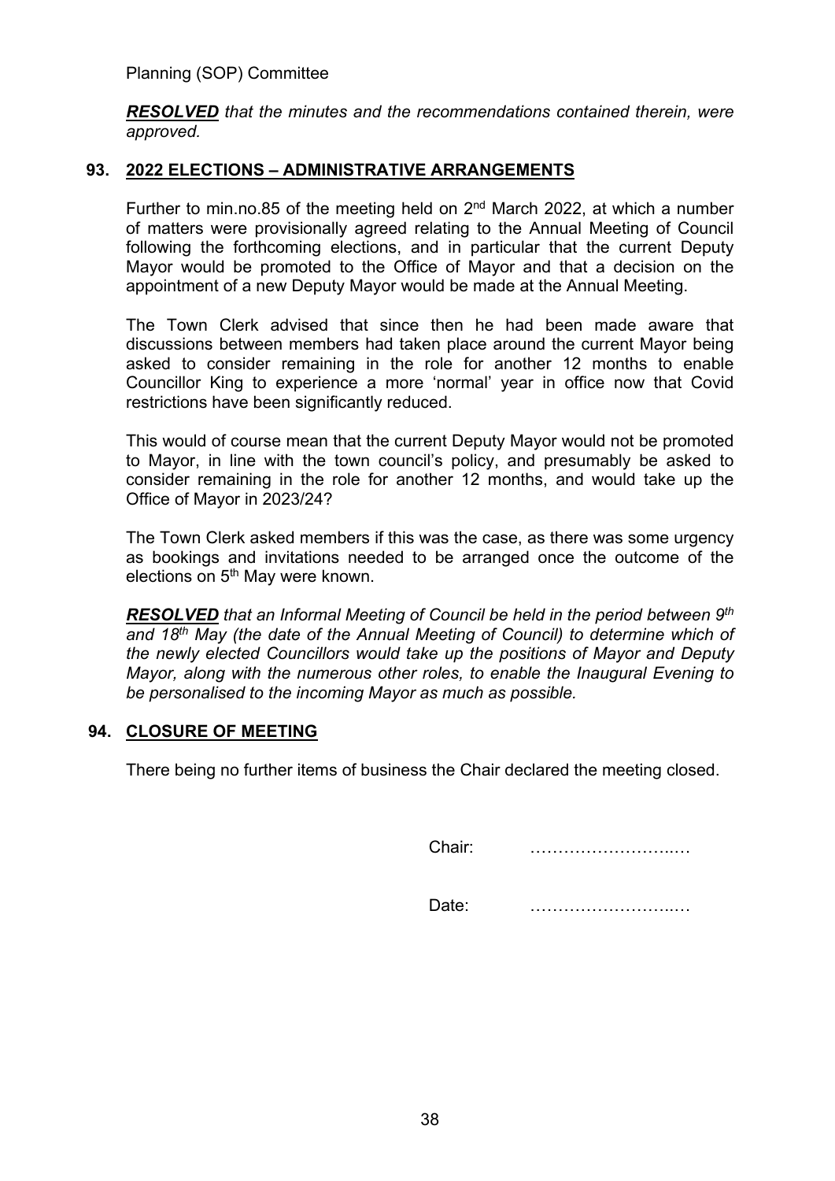Planning (SOP) Committee

***RESOLVED*** *that the minutes and the recommendations contained therein, were approved.*

## 93. 2022 ELECTIONS – ADMINISTRATIVE ARRANGEMENTS

Further to min.no.85 of the meeting held on 2nd March 2022, at which a number of matters were provisionally agreed relating to the Annual Meeting of Council following the forthcoming elections, and in particular that the current Deputy Mayor would be promoted to the Office of Mayor and that a decision on the appointment of a new Deputy Mayor would be made at the Annual Meeting.

The Town Clerk advised that since then he had been made aware that discussions between members had taken place around the current Mayor being asked to consider remaining in the role for another 12 months to enable Councillor King to experience a more 'normal' year in office now that Covid restrictions have been significantly reduced.

This would of course mean that the current Deputy Mayor would not be promoted to Mayor, in line with the town council's policy, and presumably be asked to consider remaining in the role for another 12 months, and would take up the Office of Mayor in 2023/24?

The Town Clerk asked members if this was the case, as there was some urgency as bookings and invitations needed to be arranged once the outcome of the elections on 5th May were known.

***RESOLVED*** *that an Informal Meeting of Council be held in the period between 9th and 18th May (the date of the Annual Meeting of Council) to determine which of the newly elected Councillors would take up the positions of Mayor and Deputy Mayor, along with the numerous other roles, to enable the Inaugural Evening to be personalised to the incoming Mayor as much as possible.*

## 94. CLOSURE OF MEETING

There being no further items of business the Chair declared the meeting closed.

Chair: ……………………..…

Date: ……………………..…